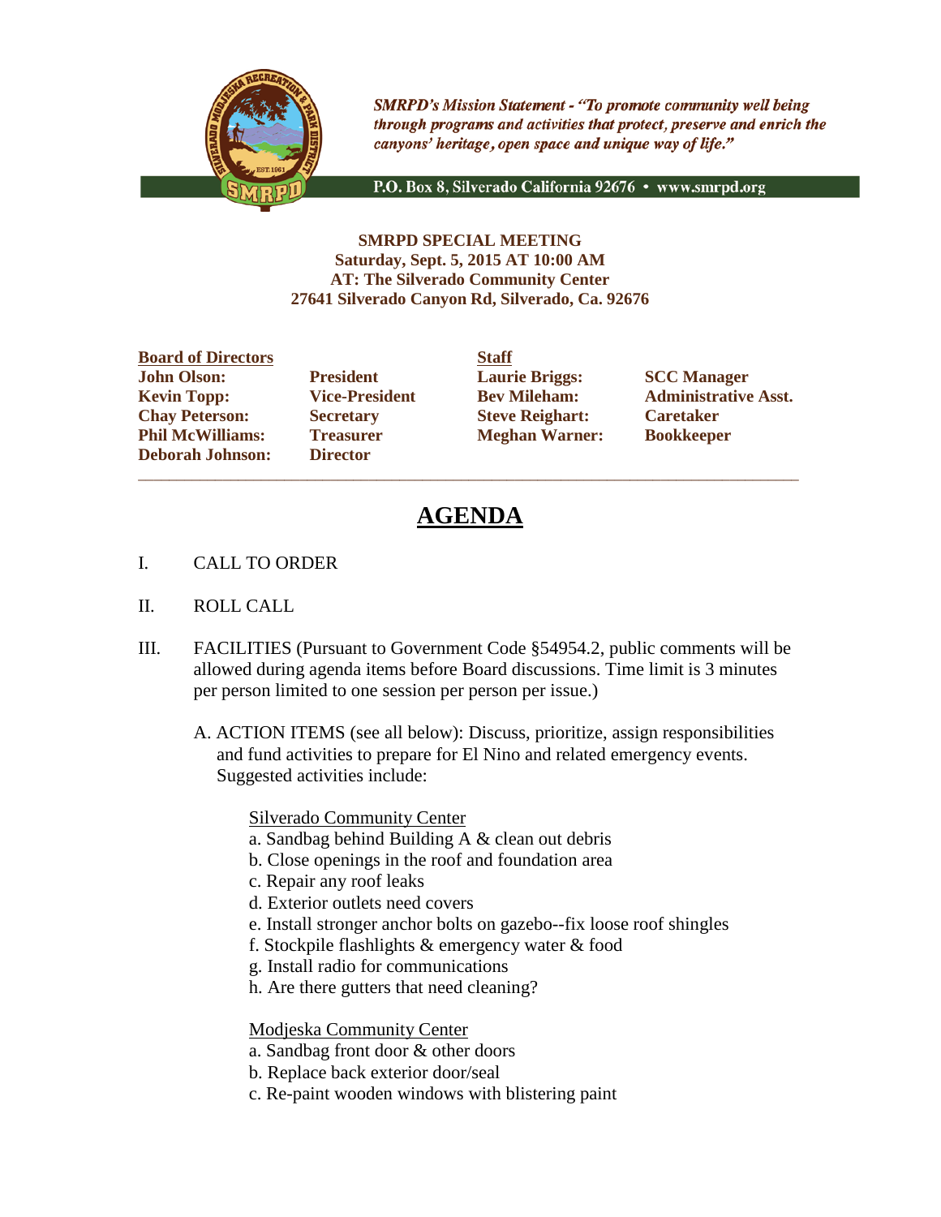*SMRPD's Mission Statement - "To promote community well being through programs and activities that protect, preserve and enrich the canyons' heritage, open space and unique way of life."*

P.O. Box 8, Silverado California 92676 • www.smrpd.org

**SMRPD SPECIAL MEETING**
**Saturday, Sept. 5, 2015 AT 10:00 AM**
**AT: The Silverado Community Center**
**27641 Silverado Canyon Rd, Silverado, Ca. 92676**

| Board of Directors | | Staff | |
|---|---|---|---|
| **John Olson:** | **President** | **Laurie Briggs:** | **SCC Manager** |
| **Kevin Topp:** | **Vice-President** | **Bev Mileham:** | **Administrative Asst.** |
| **Chay Peterson:** | **Secretary** | **Steve Reighart:** | **Caretaker** |
| **Phil McWilliams:** | **Treasurer** | **Meghan Warner:** | **Bookkeeper** |
| **Deborah Johnson:** | **Director** | | |

---

# AGENDA

I. CALL TO ORDER

II. ROLL CALL

III. FACILITIES (Pursuant to Government Code §54954.2, public comments will be allowed during agenda items before Board discussions. Time limit is 3 minutes per person limited to one session per person per issue.)

A. ACTION ITEMS (see all below): Discuss, prioritize, assign responsibilities and fund activities to prepare for El Nino and related emergency events. Suggested activities include:

Silverado Community Center
a. Sandbag behind Building A & clean out debris
b. Close openings in the roof and foundation area
c. Repair any roof leaks
d. Exterior outlets need covers
e. Install stronger anchor bolts on gazebo--fix loose roof shingles
f. Stockpile flashlights & emergency water & food
g. Install radio for communications
h. Are there gutters that need cleaning?

Modjeska Community Center
a. Sandbag front door & other doors
b. Replace back exterior door/seal
c. Re-paint wooden windows with blistering paint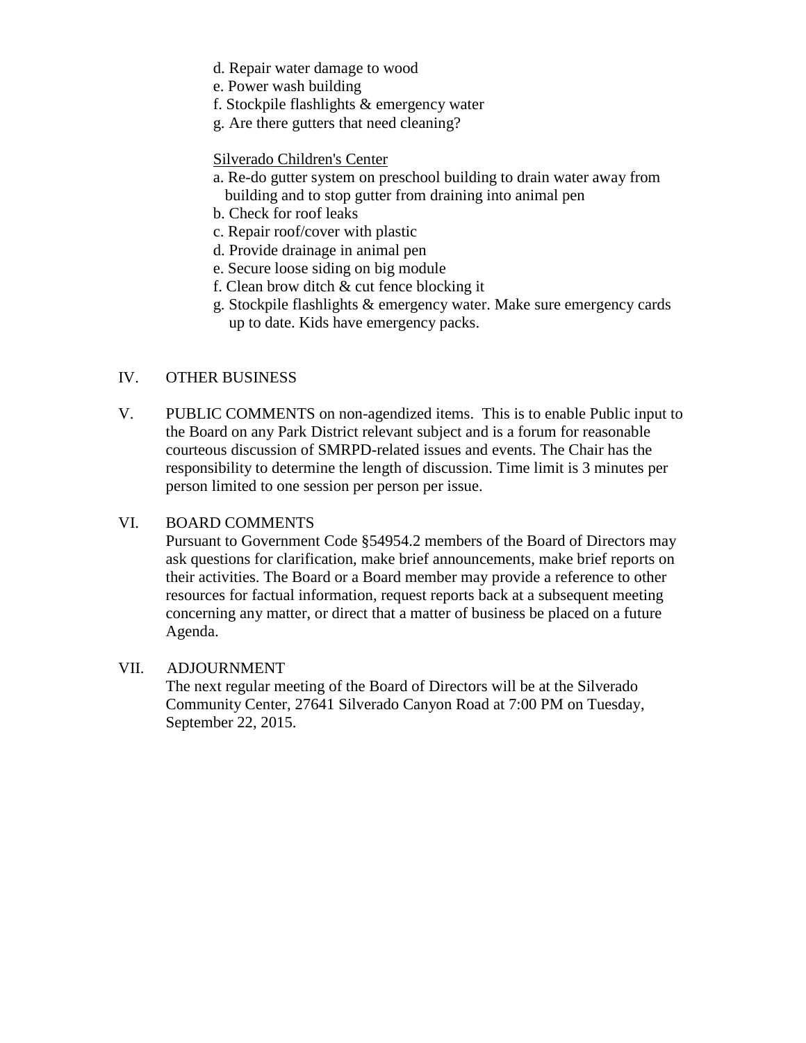d. Repair water damage to wood
e. Power wash building
f. Stockpile flashlights & emergency water
g. Are there gutters that need cleaning?

<u>Silverado Children's Center</u>

a. Re-do gutter system on preschool building to drain water away from building and to stop gutter from draining into animal pen
b. Check for roof leaks
c. Repair roof/cover with plastic
d. Provide drainage in animal pen
e. Secure loose siding on big module
f. Clean brow ditch & cut fence blocking it
g. Stockpile flashlights & emergency water. Make sure emergency cards up to date. Kids have emergency packs.

IV. OTHER BUSINESS

V. PUBLIC COMMENTS on non-agendized items. This is to enable Public input to the Board on any Park District relevant subject and is a forum for reasonable courteous discussion of SMRPD-related issues and events. The Chair has the responsibility to determine the length of discussion. Time limit is 3 minutes per person limited to one session per person per issue.

VI. BOARD COMMENTS

Pursuant to Government Code §54954.2 members of the Board of Directors may ask questions for clarification, make brief announcements, make brief reports on their activities. The Board or a Board member may provide a reference to other resources for factual information, request reports back at a subsequent meeting concerning any matter, or direct that a matter of business be placed on a future Agenda.

VII. ADJOURNMENT

The next regular meeting of the Board of Directors will be at the Silverado Community Center, 27641 Silverado Canyon Road at 7:00 PM on Tuesday, September 22, 2015.